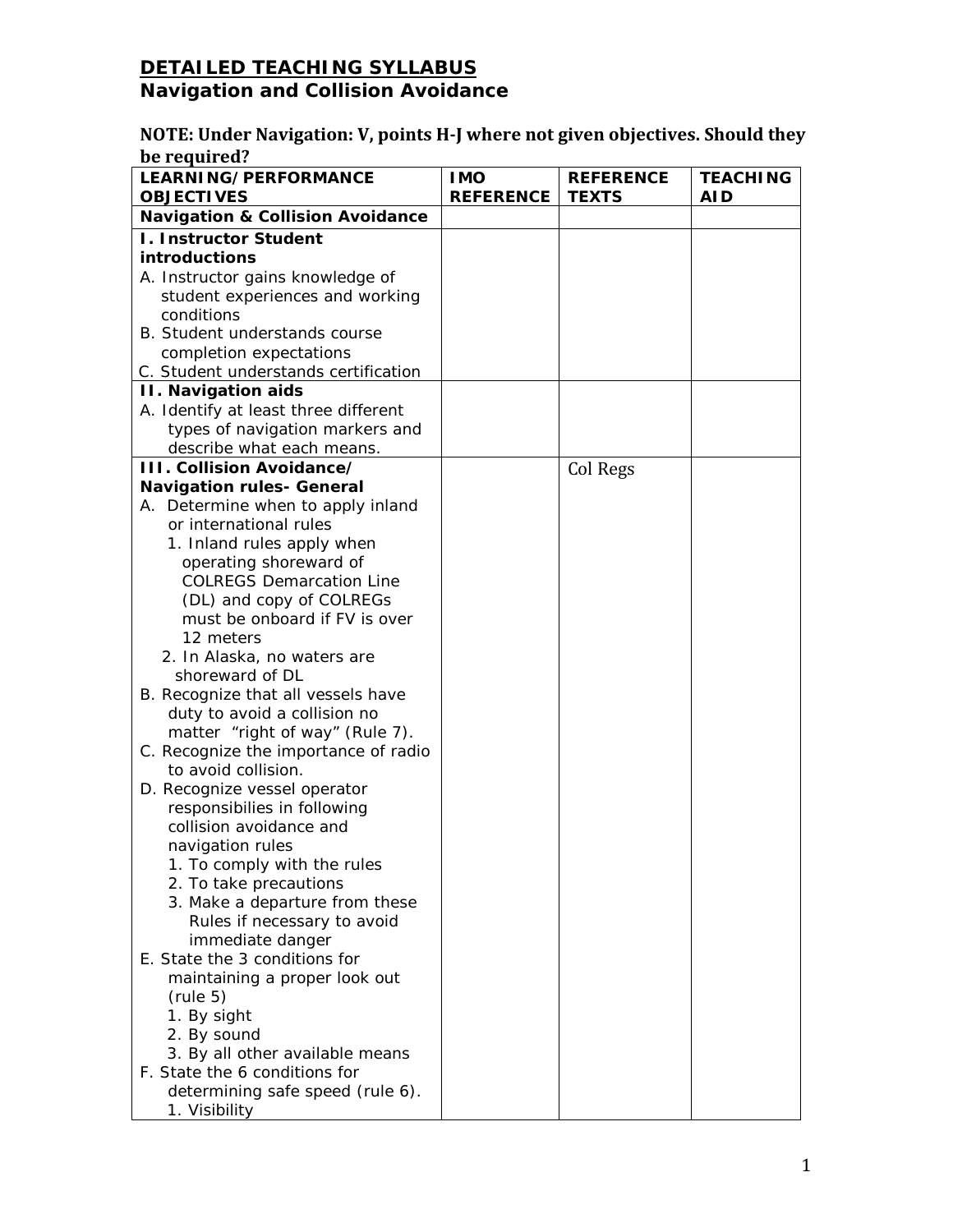# DETAILED TEACHING SYLLABUS
## Navigation and Collision Avoidance

**NOTE: Under Navigation: V, points H-J where not given objectives. Should they be required?**

| LEARNING/PERFORMANCE OBJECTIVES | IMO REFERENCE | REFERENCE TEXTS | TEACHING AID |
|---|---|---|---|
| **Navigation & Collision Avoidance** | | | |
| **I. Instructor Student introductions**<br>A. Instructor gains knowledge of student experiences and working conditions<br>B. Student understands course completion expectations<br>C. Student understands certification | | | |
| **II. Navigation aids**<br>A. Identify at least three different types of navigation markers and describe what each means. | | | |
| **III. Collision Avoidance/ Navigation rules- General**<br>A. Determine when to apply inland or international rules<br>1. Inland rules apply when operating shoreward of COLREGS Demarcation Line (DL) and copy of COLREGs must be onboard if FV is over 12 meters<br>2. In Alaska, no waters are shoreward of DL<br>B. Recognize that all vessels have duty to avoid a collision no matter "right of way" (Rule 7).<br>C. Recognize the importance of radio to avoid collision.<br>D. Recognize vessel operator responsibilies in following collision avoidance and navigation rules<br>1. To comply with the rules<br>2. To take precautions<br>3. Make a departure from these Rules if necessary to avoid immediate danger<br>E. State the 3 conditions for maintaining a proper look out (rule 5)<br>1. By sight<br>2. By sound<br>3. By all other available means<br>F. State the 6 conditions for determining safe speed (rule 6).<br>1. Visibility | | Col Regs | |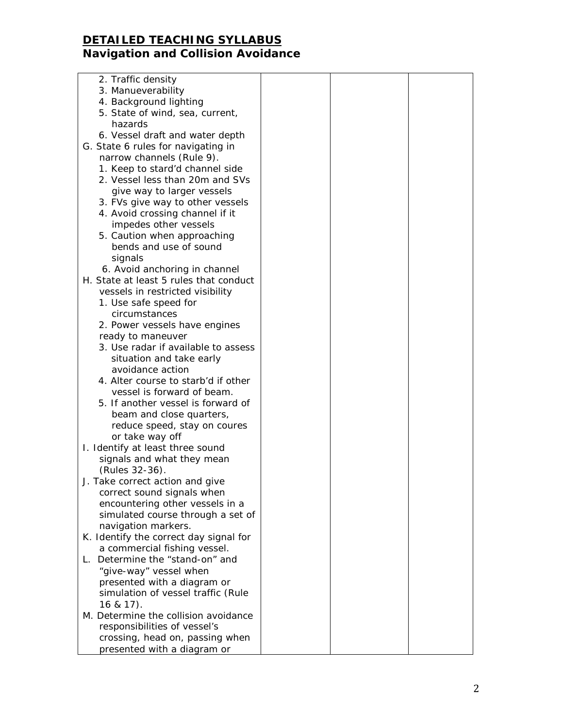## DETAILED TEACHING SYLLABUS
## Navigation and Collision Avoidance

| | | | |
|---|---|---|---|
| 2. Traffic density<br>3. Manueverability<br>4. Background lighting<br>5. State of wind, sea, current, hazards<br>6. Vessel draft and water depth<br>G. State 6 rules for navigating in narrow channels (Rule 9).<br>1. Keep to stard'd channel side<br>2. Vessel less than 20m and SVs give way to larger vessels<br>3. FVs give way to other vessels<br>4. Avoid crossing channel if it impedes other vessels<br>5. Caution when approaching bends and use of sound signals<br>6. Avoid anchoring in channel<br>H. State at least 5 rules that conduct vessels in restricted visibility<br>1. Use safe speed for circumstances<br>2. Power vessels have engines ready to maneuver<br>3. Use radar if available to assess situation and take early avoidance action<br>4. Alter course to starb'd if other vessel is forward of beam.<br>5. If another vessel is forward of beam and close quarters, reduce speed, stay on coures or take way off<br>I. Identify at least three sound signals and what they mean (Rules 32-36).<br>J. Take correct action and give correct sound signals when encountering other vessels in a simulated course through a set of navigation markers.<br>K. Identify the correct day signal for a commercial fishing vessel.<br>L. Determine the "stand-on" and "give-way" vessel when presented with a diagram or simulation of vessel traffic (Rule 16 & 17).<br>M. Determine the collision avoidance responsibilities of vessel's crossing, head on, passing when presented with a diagram or | | | |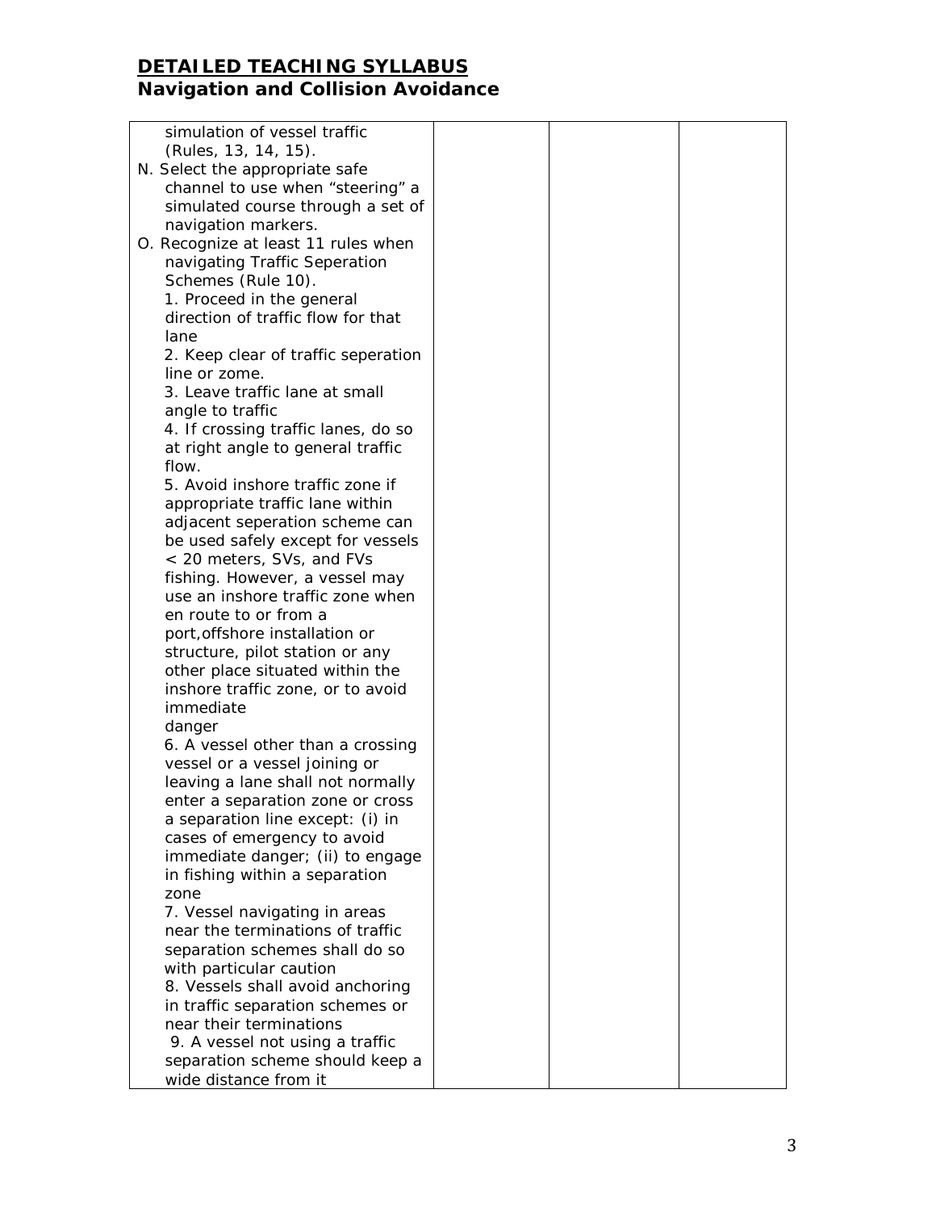## DETAILED TEACHING SYLLABUS
## Navigation and Collision Avoidance

| | | | |
|---|---|---|---|
| simulation of vessel traffic (Rules, 13, 14, 15).<br>N. Select the appropriate safe channel to use when "steering" a simulated course through a set of navigation markers.<br>O. Recognize at least 11 rules when navigating Traffic Seperation Schemes (Rule 10).<br>1. Proceed in the general direction of traffic flow for that lane<br>2. Keep clear of traffic seperation line or zome.<br>3. Leave traffic lane at small angle to traffic<br>4. If crossing traffic lanes, do so at right angle to general traffic flow.<br>5. Avoid inshore traffic zone if appropriate traffic lane within adjacent seperation scheme can be used safely except for vessels < 20 meters, SVs, and FVs fishing. However, a vessel may use an inshore traffic zone when en route to or from a port,offshore installation or structure, pilot station or any other place situated within the inshore traffic zone, or to avoid immediate danger<br>6. A vessel other than a crossing vessel or a vessel joining or leaving a lane shall not normally enter a separation zone or cross a separation line except: (i) in cases of emergency to avoid immediate danger; (ii) to engage in fishing within a separation zone<br>7. Vessel navigating in areas near the terminations of traffic separation schemes shall do so with particular caution<br>8. Vessels shall avoid anchoring in traffic separation schemes or near their terminations<br>9. A vessel not using a traffic separation scheme should keep a wide distance from it | | | |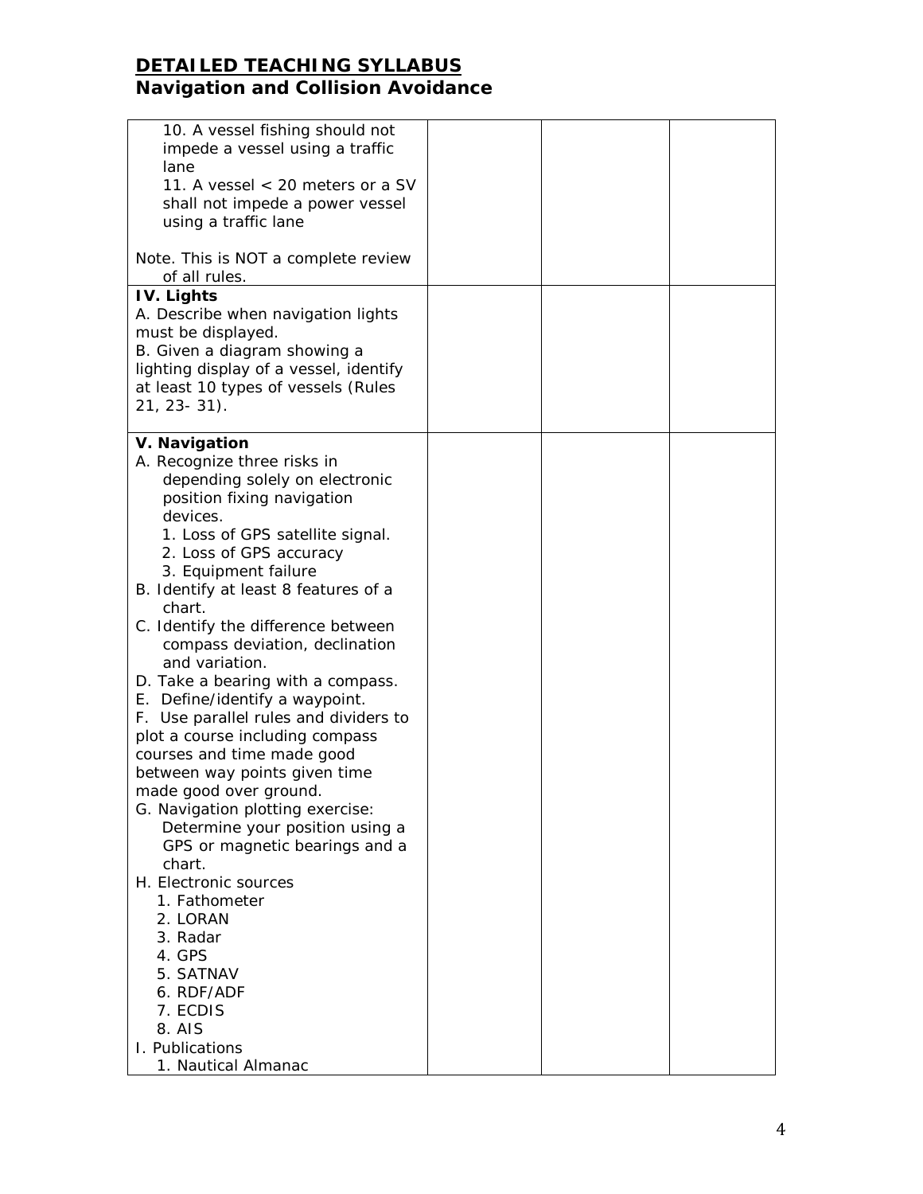## DETAILED TEACHING SYLLABUS
## Navigation and Collision Avoidance

| | | | |
|---|---|---|---|
| 10. A vessel fishing should not impede a vessel using a traffic lane<br>11. A vessel < 20 meters or a SV shall not impede a power vessel using a traffic lane<br><br>Note. This is NOT a complete review of all rules. | | | |
| **IV. Lights**<br>A. Describe when navigation lights must be displayed.<br>B. Given a diagram showing a lighting display of a vessel, identify at least 10 types of vessels (Rules 21, 23- 31). | | | |
| **V. Navigation**<br>A. Recognize three risks in depending solely on electronic position fixing navigation devices.<br>1. Loss of GPS satellite signal.<br>2. Loss of GPS accuracy<br>3. Equipment failure<br>B. Identify at least 8 features of a chart.<br>C. Identify the difference between compass deviation, declination and variation.<br>D. Take a bearing with a compass.<br>E. Define/identify a waypoint.<br>F. Use parallel rules and dividers to plot a course including compass courses and time made good between way points given time made good over ground.<br>G. Navigation plotting exercise: Determine your position using a GPS or magnetic bearings and a chart.<br>H. Electronic sources<br>1. Fathometer<br>2. LORAN<br>3. Radar<br>4. GPS<br>5. SATNAV<br>6. RDF/ADF<br>7. ECDIS<br>8. AIS<br>I. Publications<br>1. Nautical Almanac | | | |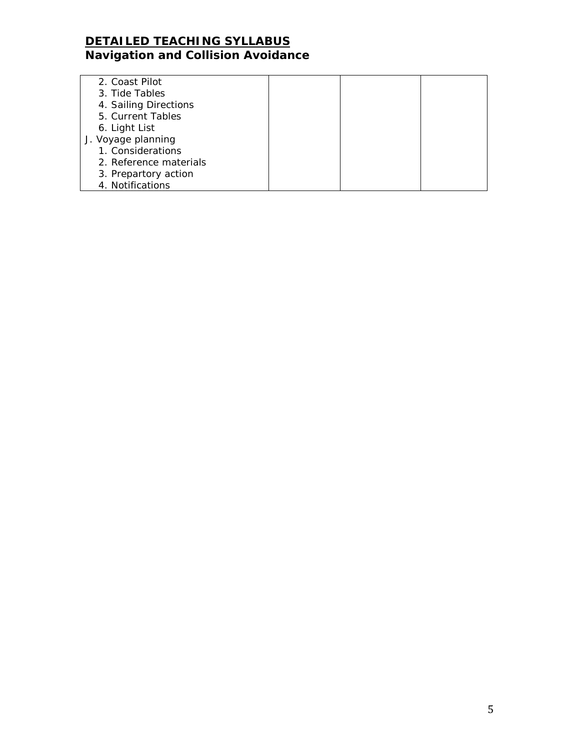## DETAILED TEACHING SYLLABUS
### Navigation and Collision Avoidance

| | | | |
|---|---|---|---|
| 2. Coast Pilot<br>3. Tide Tables<br>4. Sailing Directions<br>5. Current Tables<br>6. Light List<br>J. Voyage planning<br>1. Considerations<br>2. Reference materials<br>3. Prepartory action<br>4. Notifications | | | |